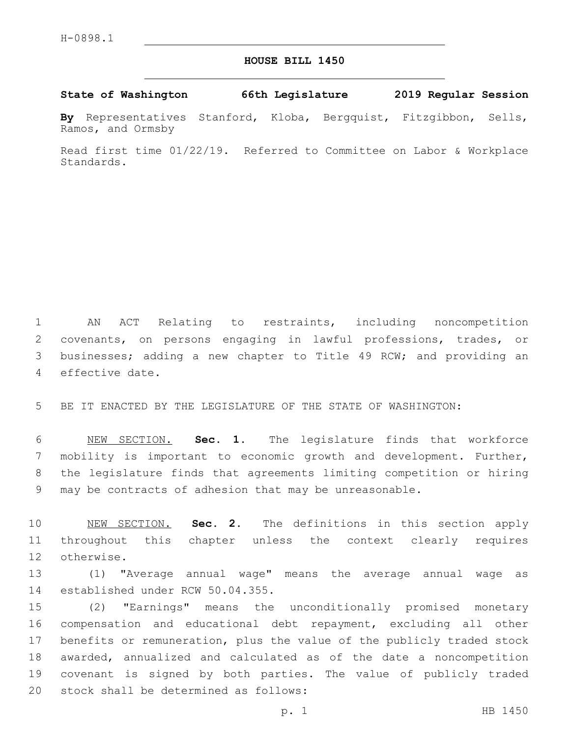H-0898.1

# HOUSE BILL 1450

**State of Washington 66th Legislature 2019 Regular Session**

**By** Representatives Stanford, Kloba, Bergquist, Fitzgibbon, Sells, Ramos, and Ormsby

Read first time 01/22/19. Referred to Committee on Labor & Workplace Standards.

AN ACT Relating to restraints, including noncompetition covenants, on persons engaging in lawful professions, trades, or businesses; adding a new chapter to Title 49 RCW; and providing an effective date.

BE IT ENACTED BY THE LEGISLATURE OF THE STATE OF WASHINGTON:

NEW SECTION. **Sec. 1.** The legislature finds that workforce mobility is important to economic growth and development. Further, the legislature finds that agreements limiting competition or hiring may be contracts of adhesion that may be unreasonable.

NEW SECTION. **Sec. 2.** The definitions in this section apply throughout this chapter unless the context clearly requires otherwise.

(1) "Average annual wage" means the average annual wage as established under RCW 50.04.355.

(2) "Earnings" means the unconditionally promised monetary compensation and educational debt repayment, excluding all other benefits or remuneration, plus the value of the publicly traded stock awarded, annualized and calculated as of the date a noncompetition covenant is signed by both parties. The value of publicly traded stock shall be determined as follows: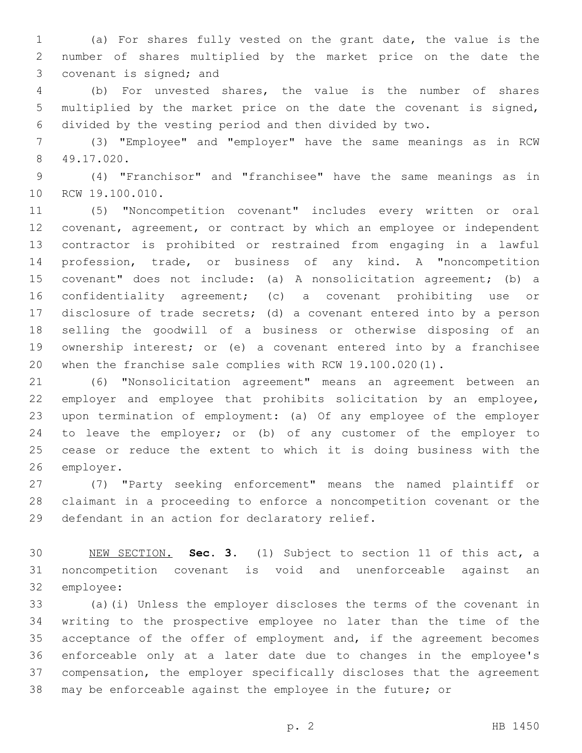(a) For shares fully vested on the grant date, the value is the number of shares multiplied by the market price on the date the covenant is signed; and

(b) For unvested shares, the value is the number of shares multiplied by the market price on the date the covenant is signed, divided by the vesting period and then divided by two.

(3) "Employee" and "employer" have the same meanings as in RCW 49.17.020.

(4) "Franchisor" and "franchisee" have the same meanings as in RCW 19.100.010.

(5) "Noncompetition covenant" includes every written or oral covenant, agreement, or contract by which an employee or independent contractor is prohibited or restrained from engaging in a lawful profession, trade, or business of any kind. A "noncompetition covenant" does not include: (a) A nonsolicitation agreement; (b) a confidentiality agreement; (c) a covenant prohibiting use or disclosure of trade secrets; (d) a covenant entered into by a person selling the goodwill of a business or otherwise disposing of an ownership interest; or (e) a covenant entered into by a franchisee when the franchise sale complies with RCW 19.100.020(1).

(6) "Nonsolicitation agreement" means an agreement between an employer and employee that prohibits solicitation by an employee, upon termination of employment: (a) Of any employee of the employer to leave the employer; or (b) of any customer of the employer to cease or reduce the extent to which it is doing business with the employer.

(7) "Party seeking enforcement" means the named plaintiff or claimant in a proceeding to enforce a noncompetition covenant or the defendant in an action for declaratory relief.

NEW SECTION. **Sec. 3.** (1) Subject to section 11 of this act, a noncompetition covenant is void and unenforceable against an employee:

(a)(i) Unless the employer discloses the terms of the covenant in writing to the prospective employee no later than the time of the acceptance of the offer of employment and, if the agreement becomes enforceable only at a later date due to changes in the employee's compensation, the employer specifically discloses that the agreement may be enforceable against the employee in the future; or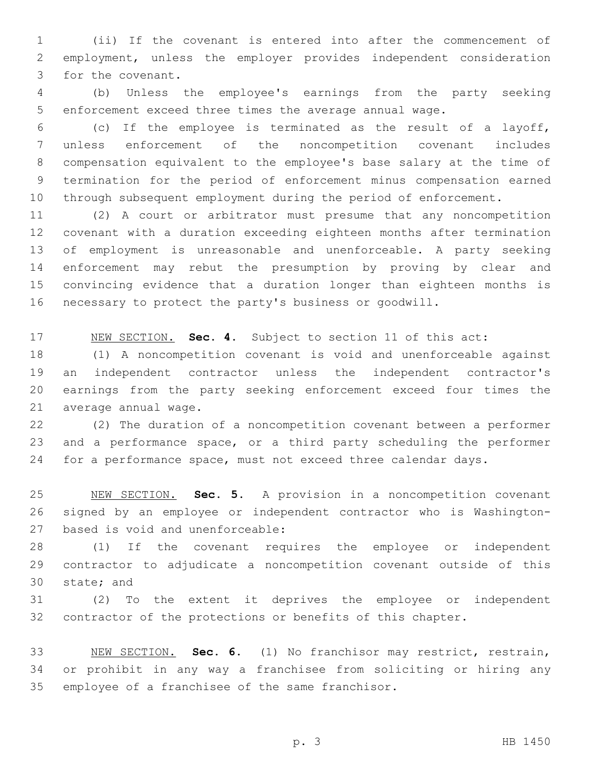(ii) If the covenant is entered into after the commencement of employment, unless the employer provides independent consideration for the covenant.

(b) Unless the employee's earnings from the party seeking enforcement exceed three times the average annual wage.

(c) If the employee is terminated as the result of a layoff, unless enforcement of the noncompetition covenant includes compensation equivalent to the employee's base salary at the time of termination for the period of enforcement minus compensation earned through subsequent employment during the period of enforcement.

(2) A court or arbitrator must presume that any noncompetition covenant with a duration exceeding eighteen months after termination of employment is unreasonable and unenforceable. A party seeking enforcement may rebut the presumption by proving by clear and convincing evidence that a duration longer than eighteen months is necessary to protect the party's business or goodwill.

NEW SECTION. **Sec. 4.** Subject to section 11 of this act:

(1) A noncompetition covenant is void and unenforceable against an independent contractor unless the independent contractor's earnings from the party seeking enforcement exceed four times the average annual wage.

(2) The duration of a noncompetition covenant between a performer and a performance space, or a third party scheduling the performer for a performance space, must not exceed three calendar days.

NEW SECTION. **Sec. 5.** A provision in a noncompetition covenant signed by an employee or independent contractor who is Washington-based is void and unenforceable:

(1) If the covenant requires the employee or independent contractor to adjudicate a noncompetition covenant outside of this state; and

(2) To the extent it deprives the employee or independent contractor of the protections or benefits of this chapter.

NEW SECTION. **Sec. 6.** (1) No franchisor may restrict, restrain, or prohibit in any way a franchisee from soliciting or hiring any employee of a franchisee of the same franchisor.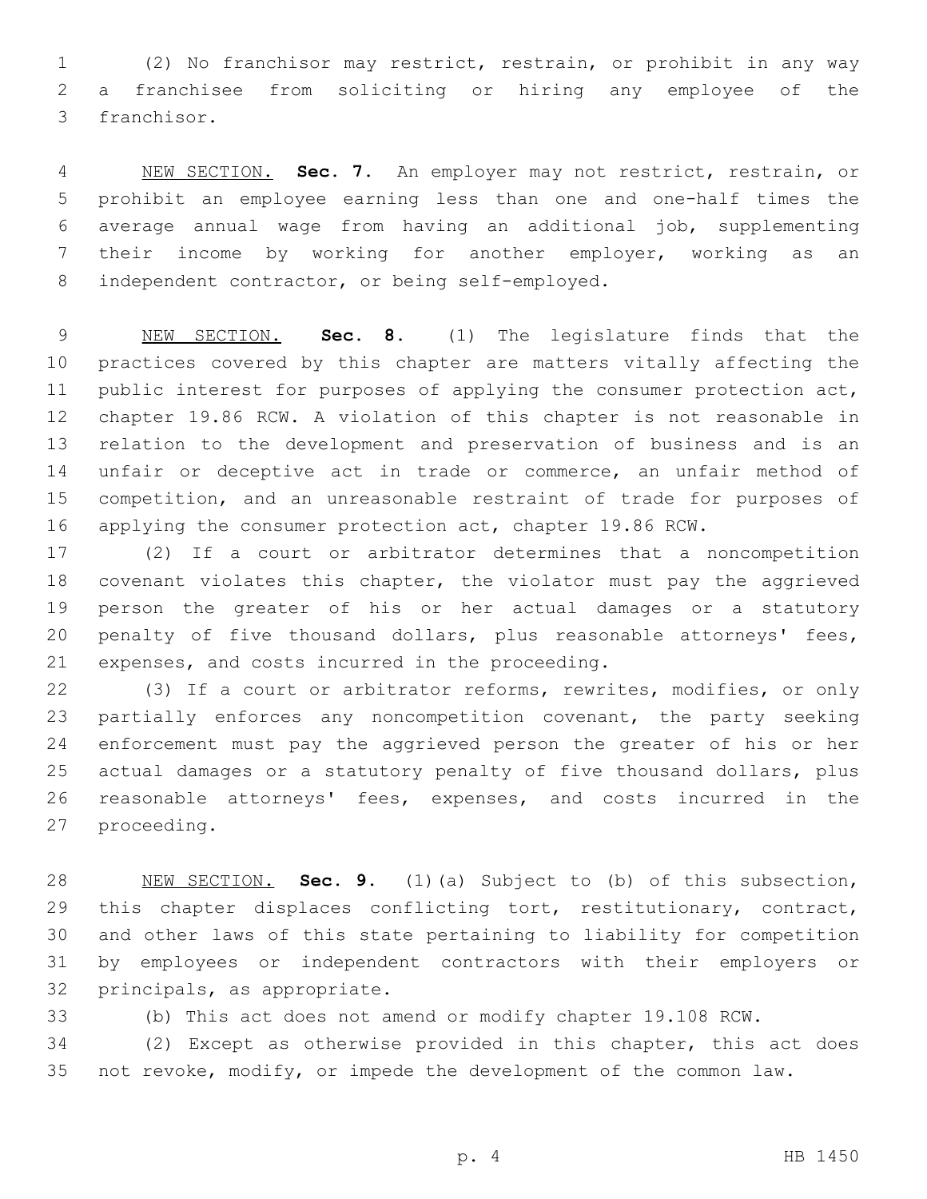(2) No franchisor may restrict, restrain, or prohibit in any way a franchisee from soliciting or hiring any employee of the franchisor.

NEW SECTION. **Sec. 7.** An employer may not restrict, restrain, or prohibit an employee earning less than one and one-half times the average annual wage from having an additional job, supplementing their income by working for another employer, working as an independent contractor, or being self-employed.

NEW SECTION. **Sec. 8.** (1) The legislature finds that the practices covered by this chapter are matters vitally affecting the public interest for purposes of applying the consumer protection act, chapter 19.86 RCW. A violation of this chapter is not reasonable in relation to the development and preservation of business and is an unfair or deceptive act in trade or commerce, an unfair method of competition, and an unreasonable restraint of trade for purposes of applying the consumer protection act, chapter 19.86 RCW.

(2) If a court or arbitrator determines that a noncompetition covenant violates this chapter, the violator must pay the aggrieved person the greater of his or her actual damages or a statutory penalty of five thousand dollars, plus reasonable attorneys' fees, expenses, and costs incurred in the proceeding.

(3) If a court or arbitrator reforms, rewrites, modifies, or only partially enforces any noncompetition covenant, the party seeking enforcement must pay the aggrieved person the greater of his or her actual damages or a statutory penalty of five thousand dollars, plus reasonable attorneys' fees, expenses, and costs incurred in the proceeding.

NEW SECTION. **Sec. 9.** (1)(a) Subject to (b) of this subsection, this chapter displaces conflicting tort, restitutionary, contract, and other laws of this state pertaining to liability for competition by employees or independent contractors with their employers or principals, as appropriate.

(b) This act does not amend or modify chapter 19.108 RCW.

(2) Except as otherwise provided in this chapter, this act does not revoke, modify, or impede the development of the common law.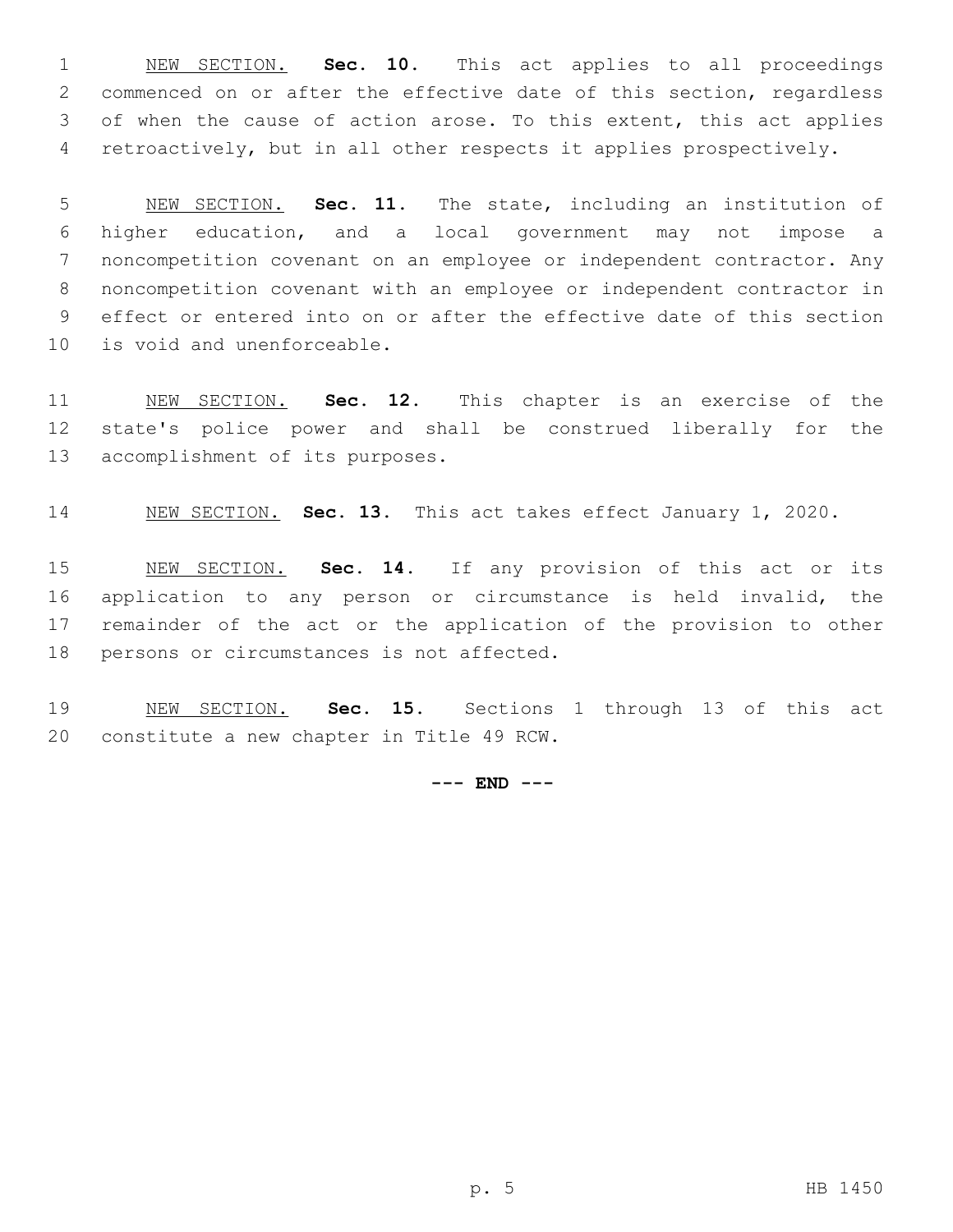NEW SECTION. **Sec. 10.** This act applies to all proceedings commenced on or after the effective date of this section, regardless of when the cause of action arose. To this extent, this act applies retroactively, but in all other respects it applies prospectively.

NEW SECTION. **Sec. 11.** The state, including an institution of higher education, and a local government may not impose a noncompetition covenant on an employee or independent contractor. Any noncompetition covenant with an employee or independent contractor in effect or entered into on or after the effective date of this section is void and unenforceable.

NEW SECTION. **Sec. 12.** This chapter is an exercise of the state's police power and shall be construed liberally for the accomplishment of its purposes.

NEW SECTION. **Sec. 13.** This act takes effect January 1, 2020.

NEW SECTION. **Sec. 14.** If any provision of this act or its application to any person or circumstance is held invalid, the remainder of the act or the application of the provision to other persons or circumstances is not affected.

NEW SECTION. **Sec. 15.** Sections 1 through 13 of this act constitute a new chapter in Title 49 RCW.

**--- END ---**